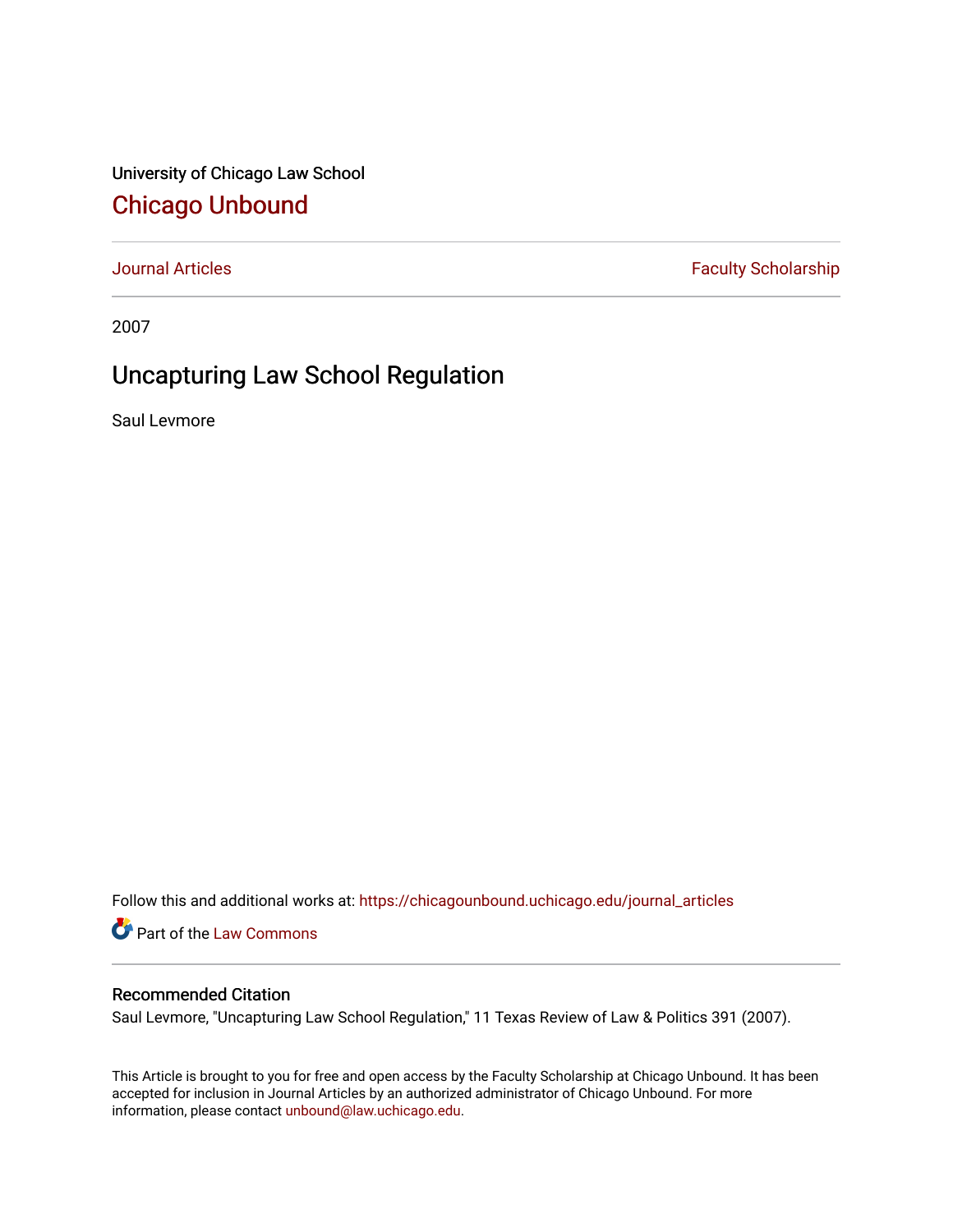University of Chicago Law School

# Chicago Unbound

Journal Articles | Faculty Scholarship

2007

# Uncapturing Law School Regulation

Saul Levmore

Follow this and additional works at: https://chicagounbound.uchicago.edu/journal_articles

Part of the Law Commons

## Recommended Citation

Saul Levmore, "Uncapturing Law School Regulation," 11 Texas Review of Law & Politics 391 (2007).

This Article is brought to you for free and open access by the Faculty Scholarship at Chicago Unbound. It has been accepted for inclusion in Journal Articles by an authorized administrator of Chicago Unbound. For more information, please contact unbound@law.uchicago.edu.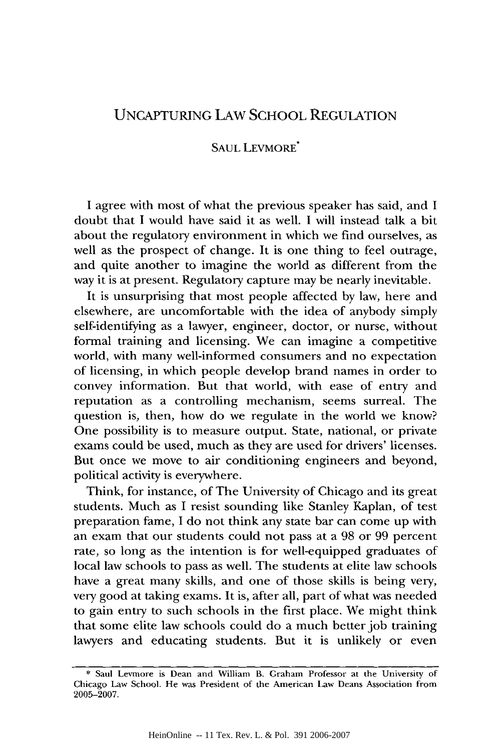# UNCAPTURING LAW SCHOOL REGULATION

SAUL LEVMORE*

I agree with most of what the previous speaker has said, and I doubt that I would have said it as well. I will instead talk a bit about the regulatory environment in which we find ourselves, as well as the prospect of change. It is one thing to feel outrage, and quite another to imagine the world as different from the way it is at present. Regulatory capture may be nearly inevitable.

It is unsurprising that most people affected by law, here and elsewhere, are uncomfortable with the idea of anybody simply self-identifying as a lawyer, engineer, doctor, or nurse, without formal training and licensing. We can imagine a competitive world, with many well-informed consumers and no expectation of licensing, in which people develop brand names in order to convey information. But that world, with ease of entry and reputation as a controlling mechanism, seems surreal. The question is, then, how do we regulate in the world we know? One possibility is to measure output. State, national, or private exams could be used, much as they are used for drivers' licenses. But once we move to air conditioning engineers and beyond, political activity is everywhere.

Think, for instance, of The University of Chicago and its great students. Much as I resist sounding like Stanley Kaplan, of test preparation fame, I do not think any state bar can come up with an exam that our students could not pass at a 98 or 99 percent rate, so long as the intention is for well-equipped graduates of local law schools to pass as well. The students at elite law schools have a great many skills, and one of those skills is being very, very good at taking exams. It is, after all, part of what was needed to gain entry to such schools in the first place. We might think that some elite law schools could do a much better job training lawyers and educating students. But it is unlikely or even

---

\* Saul Levmore is Dean and William B. Graham Professor at the University of Chicago Law School. He was President of the American Law Deans Association from 2005–2007.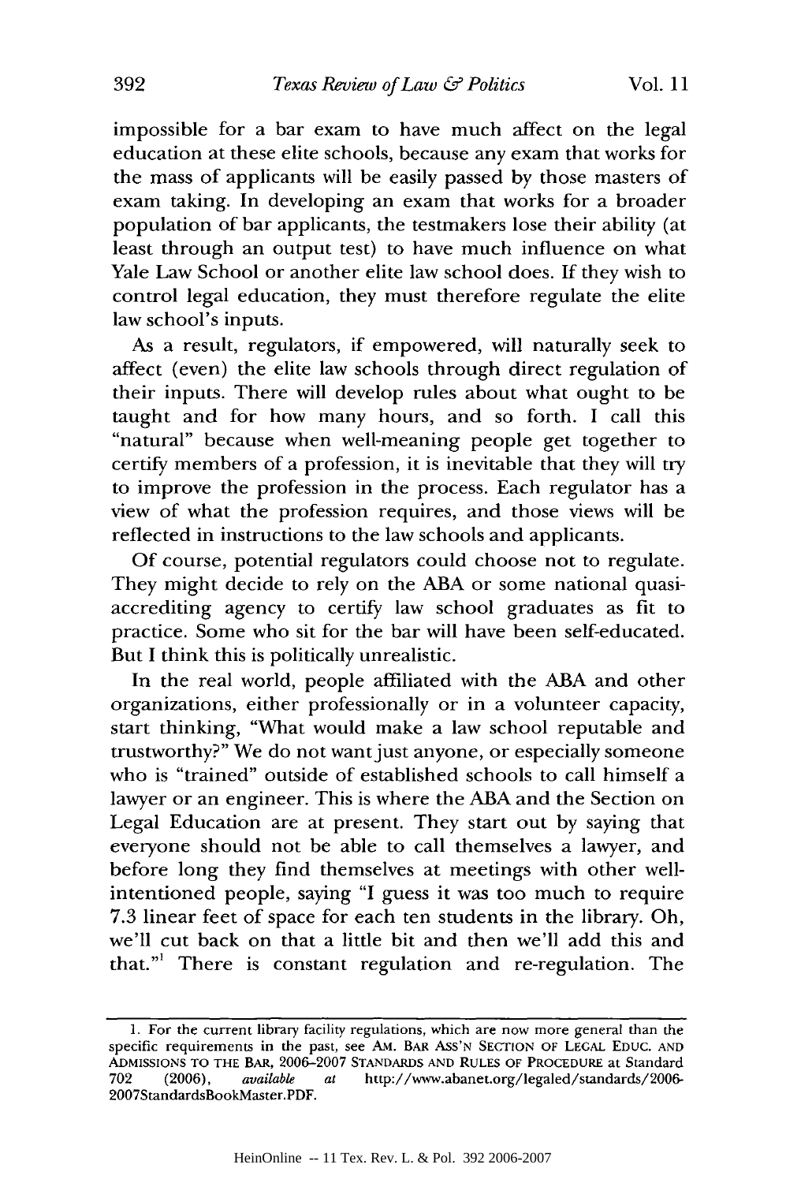impossible for a bar exam to have much affect on the legal education at these elite schools, because any exam that works for the mass of applicants will be easily passed by those masters of exam taking. In developing an exam that works for a broader population of bar applicants, the testmakers lose their ability (at least through an output test) to have much influence on what Yale Law School or another elite law school does. If they wish to control legal education, they must therefore regulate the elite law school's inputs.

As a result, regulators, if empowered, will naturally seek to affect (even) the elite law schools through direct regulation of their inputs. There will develop rules about what ought to be taught and for how many hours, and so forth. I call this "natural" because when well-meaning people get together to certify members of a profession, it is inevitable that they will try to improve the profession in the process. Each regulator has a view of what the profession requires, and those views will be reflected in instructions to the law schools and applicants.

Of course, potential regulators could choose not to regulate. They might decide to rely on the ABA or some national quasi-accrediting agency to certify law school graduates as fit to practice. Some who sit for the bar will have been self-educated. But I think this is politically unrealistic.

In the real world, people affiliated with the ABA and other organizations, either professionally or in a volunteer capacity, start thinking, "What would make a law school reputable and trustworthy?" We do not want just anyone, or especially someone who is "trained" outside of established schools to call himself a lawyer or an engineer. This is where the ABA and the Section on Legal Education are at present. They start out by saying that everyone should not be able to call themselves a lawyer, and before long they find themselves at meetings with other well-intentioned people, saying "I guess it was too much to require 7.3 linear feet of space for each ten students in the library. Oh, we'll cut back on that a little bit and then we'll add this and that."[1] There is constant regulation and re-regulation. The

---

1. For the current library facility regulations, which are now more general than the specific requirements in the past, see AM. BAR ASS'N SECTION OF LEGAL EDUC. AND ADMISSIONS TO THE BAR, 2006–2007 STANDARDS AND RULES OF PROCEDURE at Standard 702 (2006), *available at* http://www.abanet.org/legaled/standards/2006-2007StandardsBookMaster.PDF.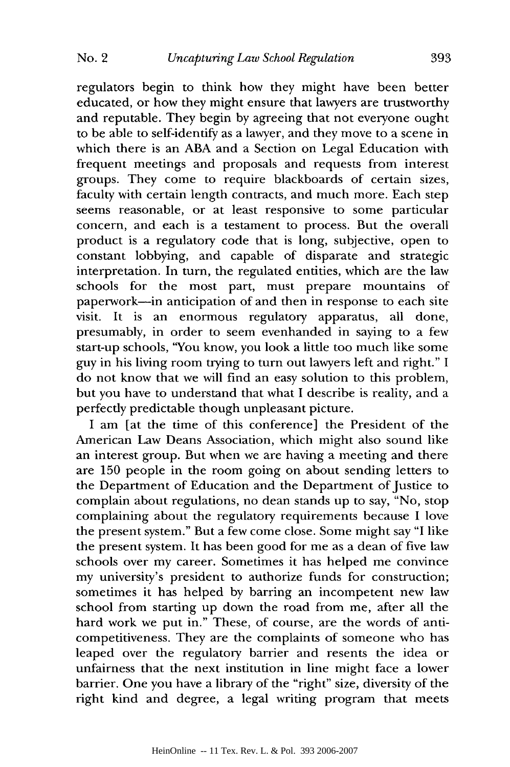regulators begin to think how they might have been better educated, or how they might ensure that lawyers are trustworthy and reputable. They begin by agreeing that not everyone ought to be able to self-identify as a lawyer, and they move to a scene in which there is an ABA and a Section on Legal Education with frequent meetings and proposals and requests from interest groups. They come to require blackboards of certain sizes, faculty with certain length contracts, and much more. Each step seems reasonable, or at least responsive to some particular concern, and each is a testament to process. But the overall product is a regulatory code that is long, subjective, open to constant lobbying, and capable of disparate and strategic interpretation. In turn, the regulated entities, which are the law schools for the most part, must prepare mountains of paperwork—in anticipation of and then in response to each site visit. It is an enormous regulatory apparatus, all done, presumably, in order to seem evenhanded in saying to a few start-up schools, "You know, you look a little too much like some guy in his living room trying to turn out lawyers left and right." I do not know that we will find an easy solution to this problem, but you have to understand that what I describe is reality, and a perfectly predictable though unpleasant picture.

I am [at the time of this conference] the President of the American Law Deans Association, which might also sound like an interest group. But when we are having a meeting and there are 150 people in the room going on about sending letters to the Department of Education and the Department of Justice to complain about regulations, no dean stands up to say, "No, stop complaining about the regulatory requirements because I love the present system." But a few come close. Some might say "I like the present system. It has been good for me as a dean of five law schools over my career. Sometimes it has helped me convince my university's president to authorize funds for construction; sometimes it has helped by barring an incompetent new law school from starting up down the road from me, after all the hard work we put in." These, of course, are the words of anti-competitiveness. They are the complaints of someone who has leaped over the regulatory barrier and resents the idea or unfairness that the next institution in line might face a lower barrier. One you have a library of the "right" size, diversity of the right kind and degree, a legal writing program that meets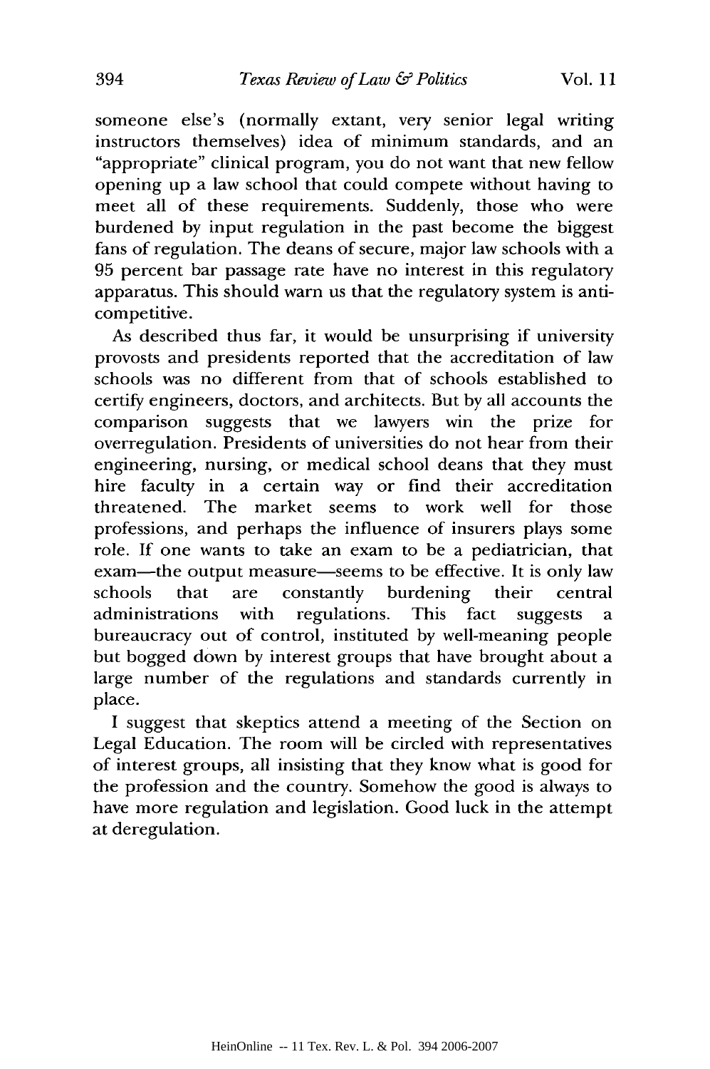someone else's (normally extant, very senior legal writing instructors themselves) idea of minimum standards, and an "appropriate" clinical program, you do not want that new fellow opening up a law school that could compete without having to meet all of these requirements. Suddenly, those who were burdened by input regulation in the past become the biggest fans of regulation. The deans of secure, major law schools with a 95 percent bar passage rate have no interest in this regulatory apparatus. This should warn us that the regulatory system is anti-competitive.

As described thus far, it would be unsurprising if university provosts and presidents reported that the accreditation of law schools was no different from that of schools established to certify engineers, doctors, and architects. But by all accounts the comparison suggests that we lawyers win the prize for overregulation. Presidents of universities do not hear from their engineering, nursing, or medical school deans that they must hire faculty in a certain way or find their accreditation threatened. The market seems to work well for those professions, and perhaps the influence of insurers plays some role. If one wants to take an exam to be a pediatrician, that exam—the output measure—seems to be effective. It is only law schools that are constantly burdening their central administrations with regulations. This fact suggests a bureaucracy out of control, instituted by well-meaning people but bogged down by interest groups that have brought about a large number of the regulations and standards currently in place.

I suggest that skeptics attend a meeting of the Section on Legal Education. The room will be circled with representatives of interest groups, all insisting that they know what is good for the profession and the country. Somehow the good is always to have more regulation and legislation. Good luck in the attempt at deregulation.